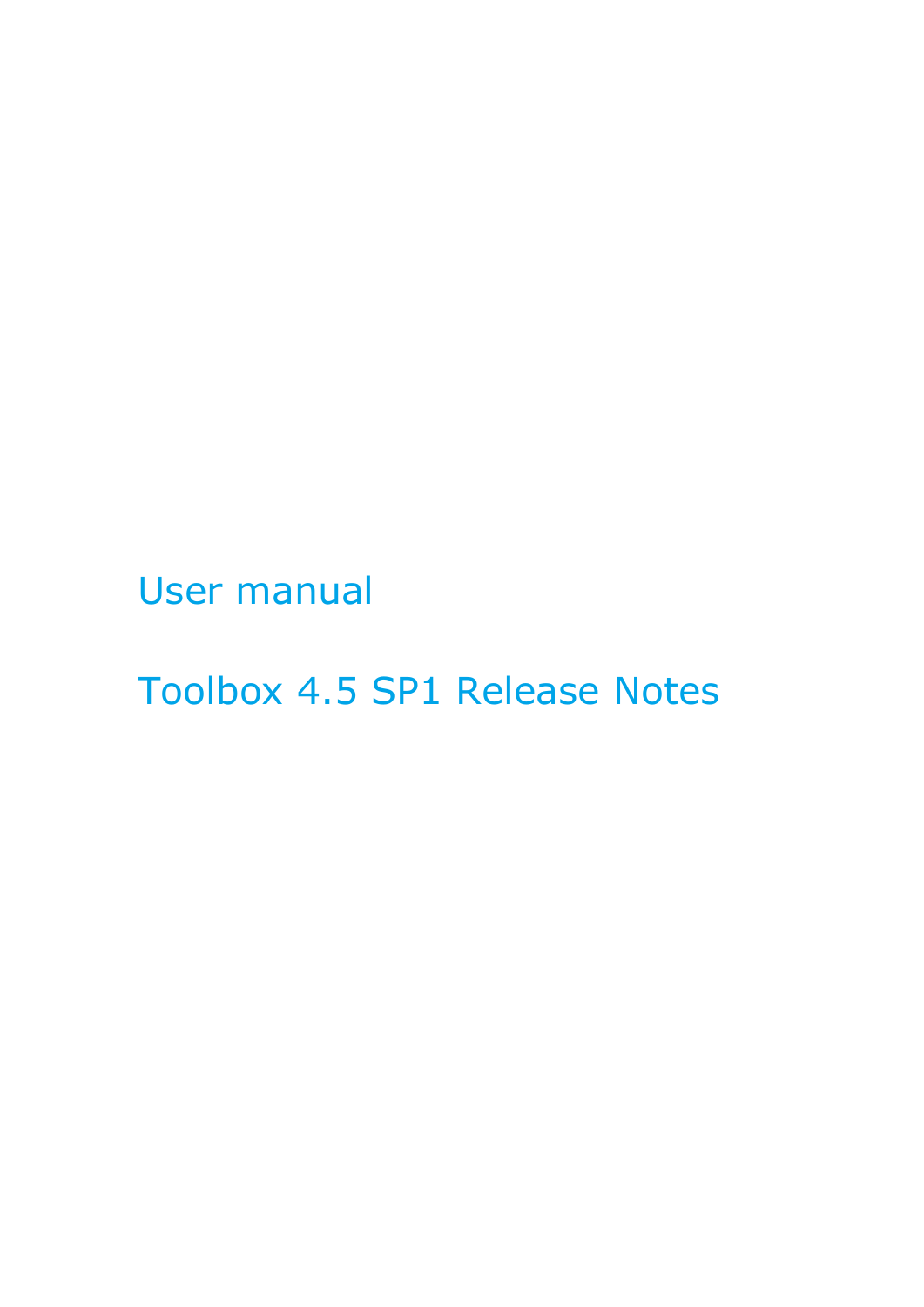# User manual

# Toolbox 4.5 SP1 Release Notes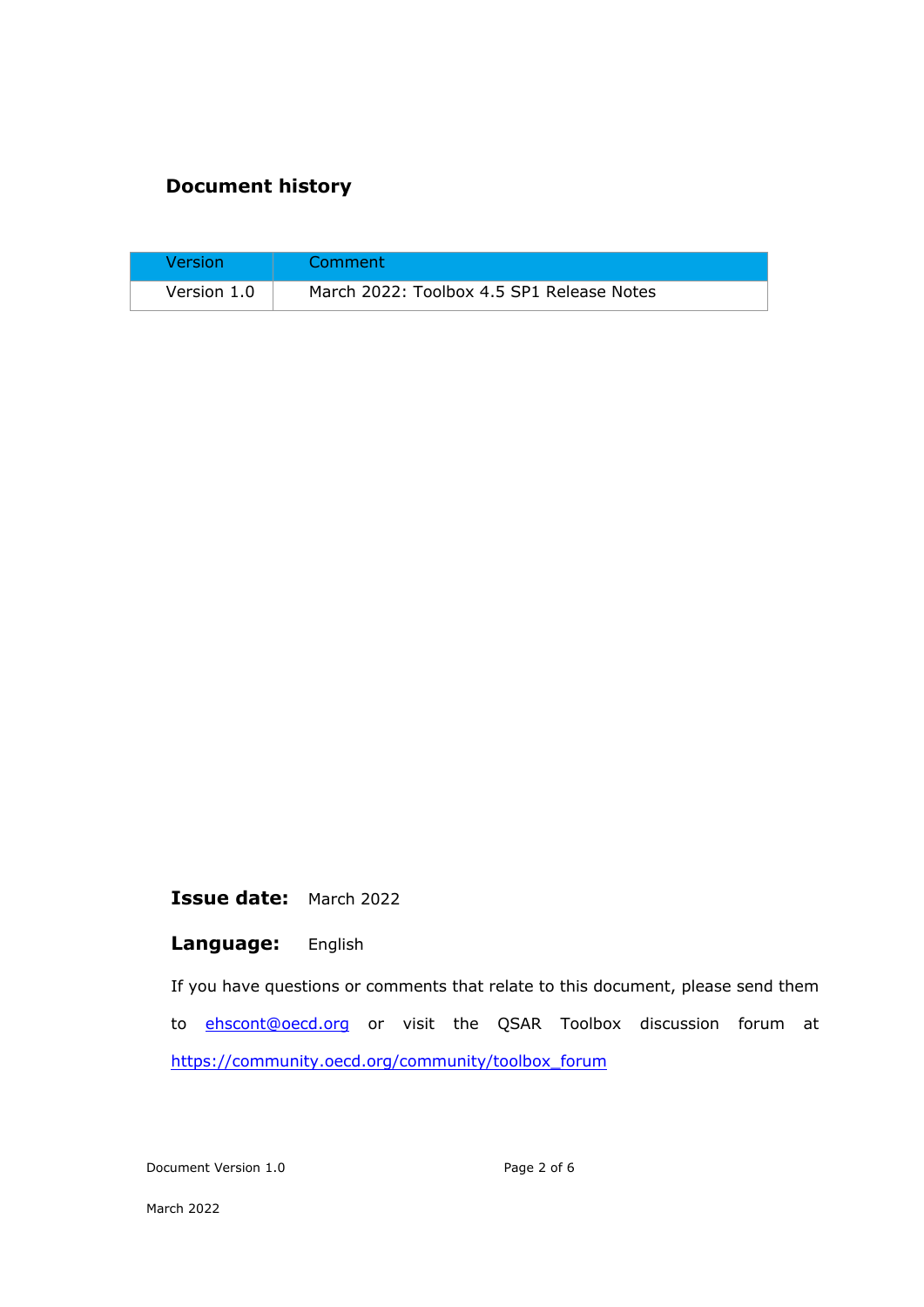## Document history

| Version | Comment |
| --- | --- |
| Version 1.0 | March 2022: Toolbox 4.5 SP1 Release Notes |

**Issue date:** March 2022

**Language:** English

If you have questions or comments that relate to this document, please send them to ehscont@oecd.org or visit the QSAR Toolbox discussion forum at https://community.oecd.org/community/toolbox_forum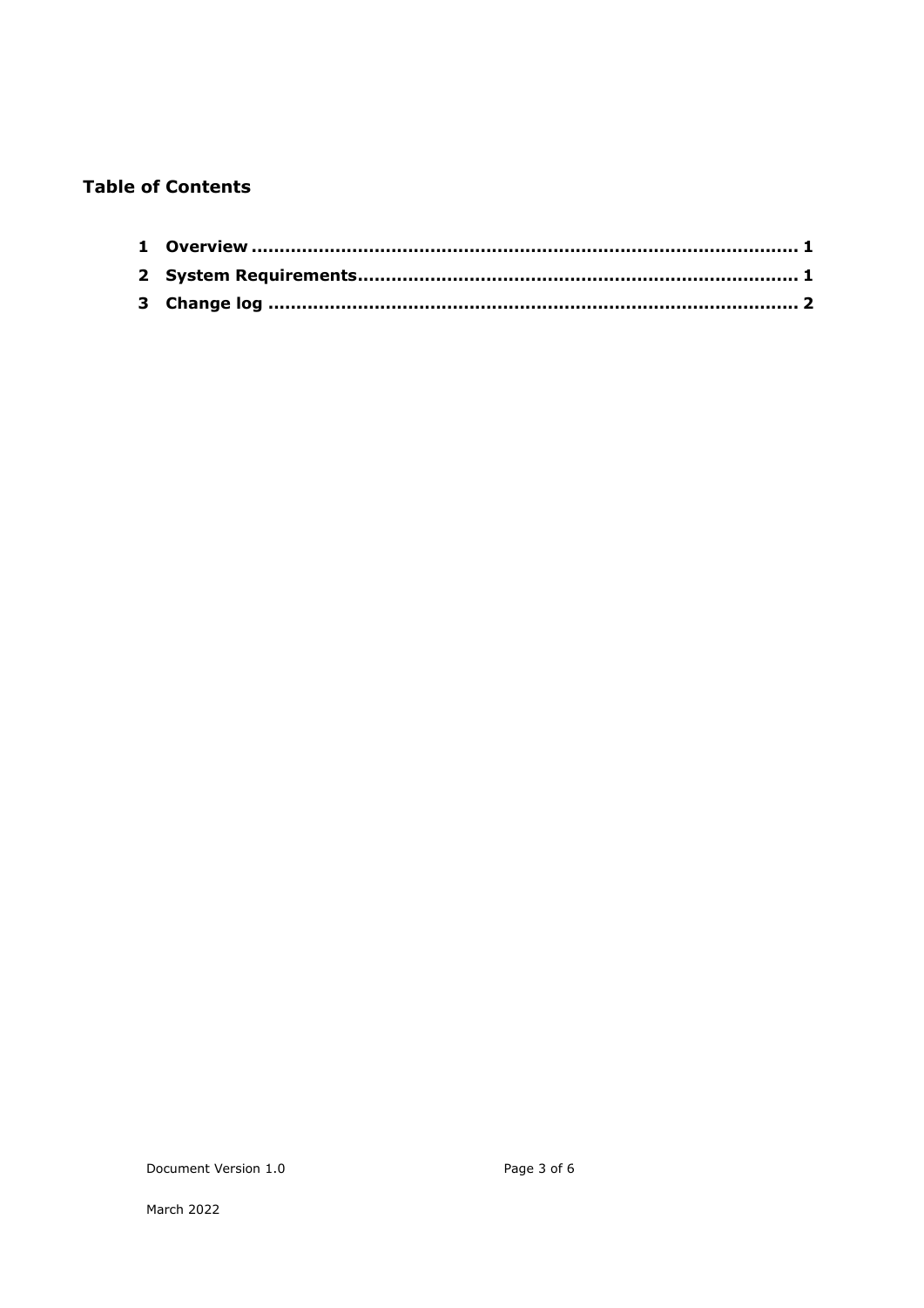## Table of Contents

1 **Overview** ........................................................................................ **1**

2 **System Requirements**.......................................................................... **1**

3 **Change log** ...................................................................................... **2**

Document Version 1.0

March 2022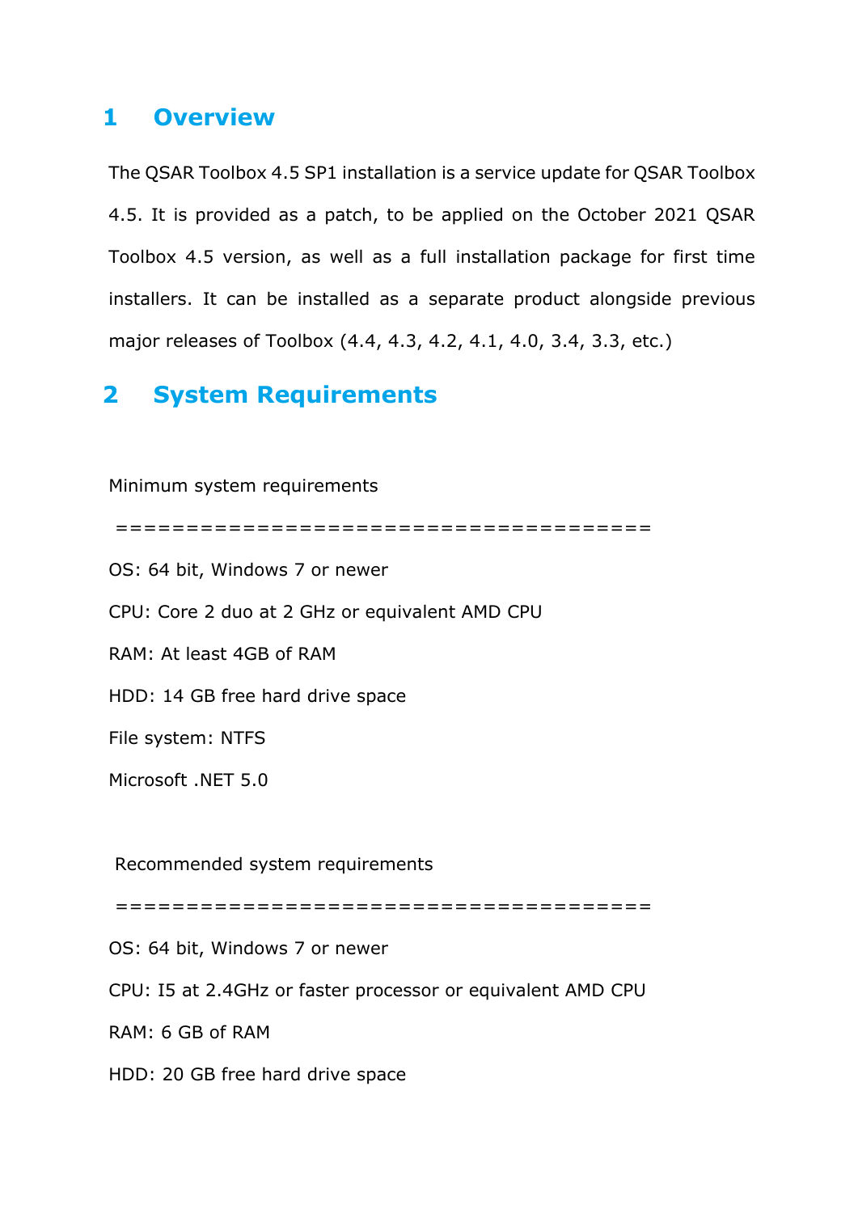# 1 Overview

The QSAR Toolbox 4.5 SP1 installation is a service update for QSAR Toolbox 4.5. It is provided as a patch, to be applied on the October 2021 QSAR Toolbox 4.5 version, as well as a full installation package for first time installers. It can be installed as a separate product alongside previous major releases of Toolbox (4.4, 4.3, 4.2, 4.1, 4.0, 3.4, 3.3, etc.)

# 2 System Requirements

Minimum system requirements

========================================

OS: 64 bit, Windows 7 or newer

CPU: Core 2 duo at 2 GHz or equivalent AMD CPU

RAM: At least 4GB of RAM

HDD: 14 GB free hard drive space

File system: NTFS

Microsoft .NET 5.0

Recommended system requirements

========================================

OS: 64 bit, Windows 7 or newer

CPU: I5 at 2.4GHz or faster processor or equivalent AMD CPU

RAM: 6 GB of RAM

HDD: 20 GB free hard drive space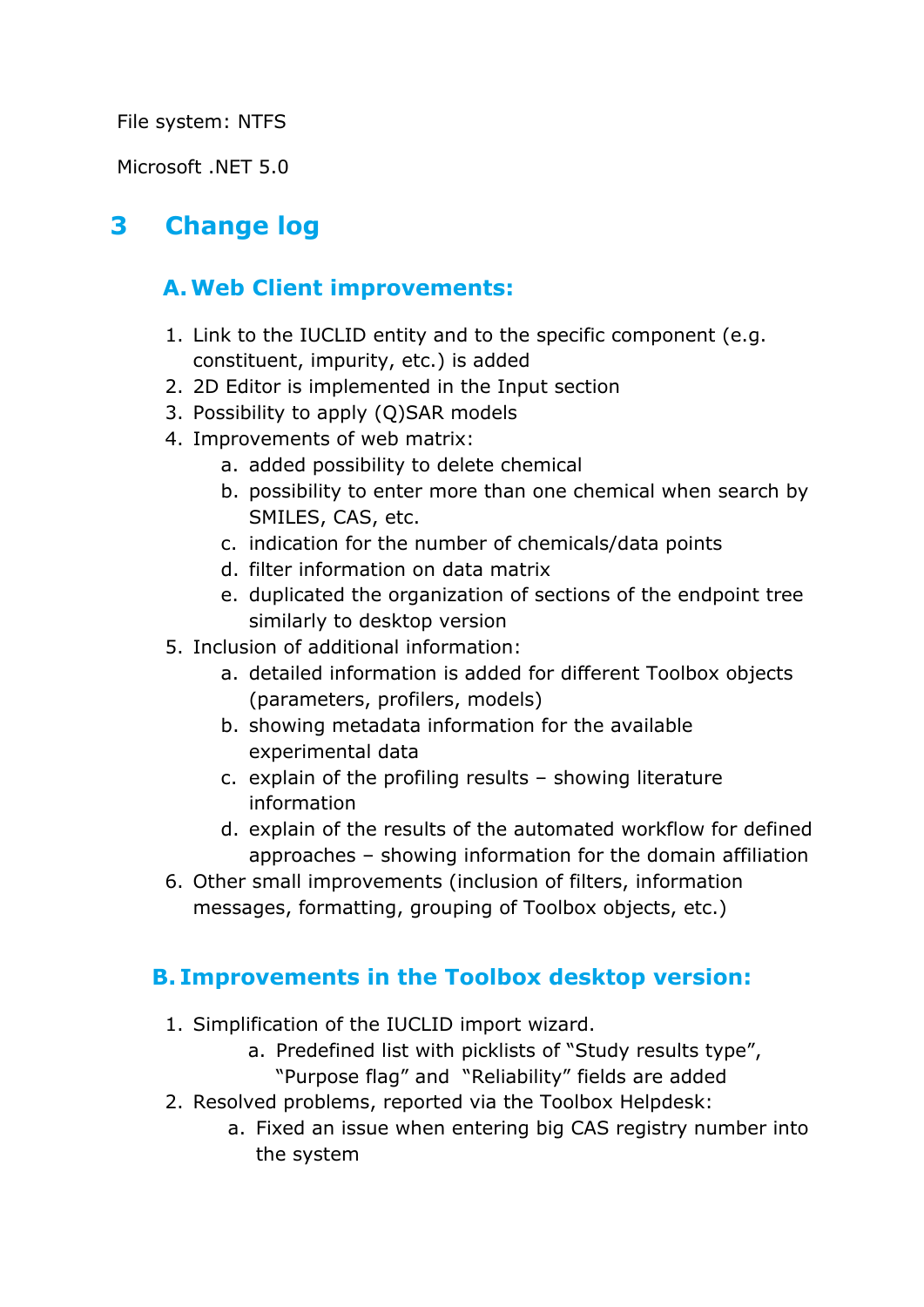File system: NTFS

Microsoft .NET 5.0

# 3 Change log

## A. Web Client improvements:

1. Link to the IUCLID entity and to the specific component (e.g. constituent, impurity, etc.) is added
2. 2D Editor is implemented in the Input section
3. Possibility to apply (Q)SAR models
4. Improvements of web matrix:
   a. added possibility to delete chemical
   b. possibility to enter more than one chemical when search by SMILES, CAS, etc.
   c. indication for the number of chemicals/data points
   d. filter information on data matrix
   e. duplicated the organization of sections of the endpoint tree similarly to desktop version
5. Inclusion of additional information:
   a. detailed information is added for different Toolbox objects (parameters, profilers, models)
   b. showing metadata information for the available experimental data
   c. explain of the profiling results – showing literature information
   d. explain of the results of the automated workflow for defined approaches – showing information for the domain affiliation
6. Other small improvements (inclusion of filters, information messages, formatting, grouping of Toolbox objects, etc.)

## B. Improvements in the Toolbox desktop version:

1. Simplification of the IUCLID import wizard.
   a. Predefined list with picklists of "Study results type", "Purpose flag" and "Reliability" fields are added
2. Resolved problems, reported via the Toolbox Helpdesk:
   a. Fixed an issue when entering big CAS registry number into the system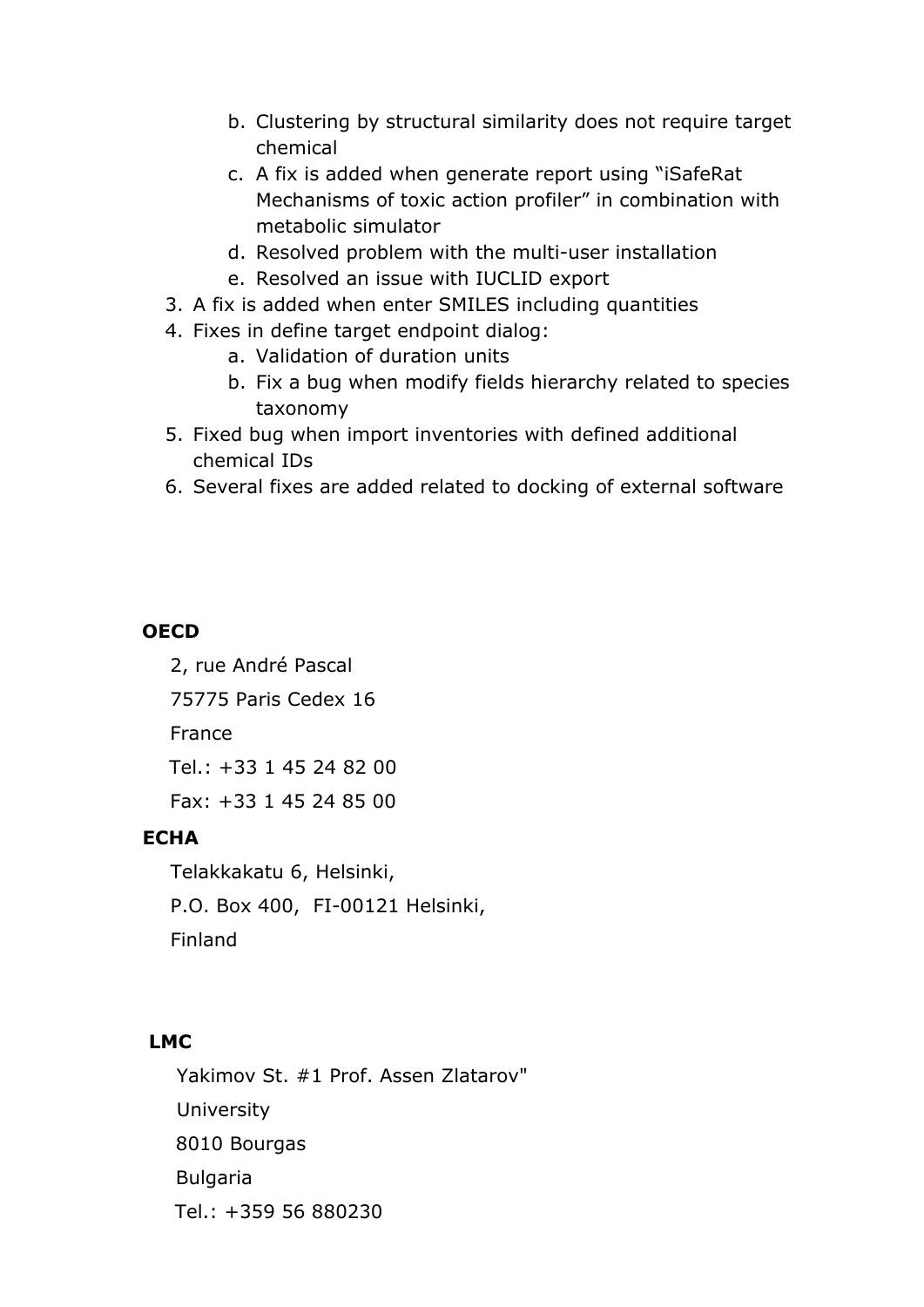b. Clustering by structural similarity does not require target chemical
    c. A fix is added when generate report using "iSafeRat Mechanisms of toxic action profiler" in combination with metabolic simulator
    d. Resolved problem with the multi-user installation
    e. Resolved an issue with IUCLID export
3. A fix is added when enter SMILES including quantities
4. Fixes in define target endpoint dialog:
    a. Validation of duration units
    b. Fix a bug when modify fields hierarchy related to species taxonomy
5. Fixed bug when import inventories with defined additional chemical IDs
6. Several fixes are added related to docking of external software

**OECD**

2, rue André Pascal

75775 Paris Cedex 16

France

Tel.: +33 1 45 24 82 00

Fax: +33 1 45 24 85 00

**ECHA**

Telakkakatu 6, Helsinki,

P.O. Box 400, FI-00121 Helsinki,

Finland

**LMC**

Yakimov St. #1 Prof. Assen Zlatarov"

University

8010 Bourgas

Bulgaria

Tel.: +359 56 880230